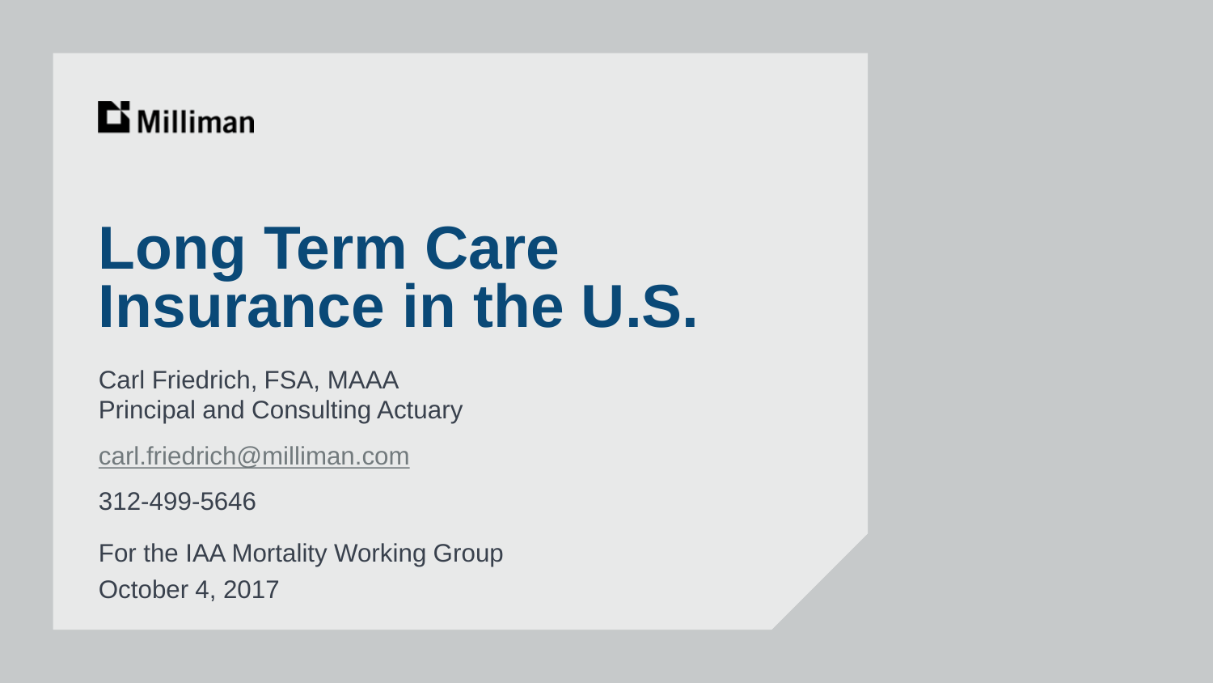Milliman

# Long Term Care Insurance in the U.S.

Carl Friedrich, FSA, MAAA
Principal and Consulting Actuary

carl.friedrich@milliman.com

312-499-5646

For the IAA Mortality Working Group
October 4, 2017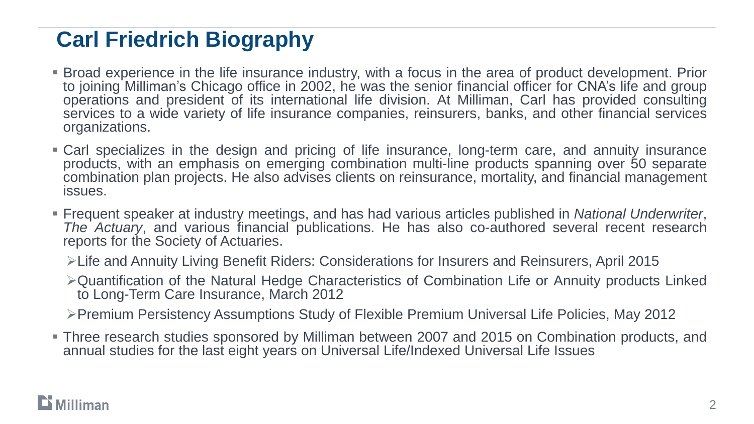# Carl Friedrich Biography

- Broad experience in the life insurance industry, with a focus in the area of product development. Prior to joining Milliman's Chicago office in 2002, he was the senior financial officer for CNA's life and group operations and president of its international life division. At Milliman, Carl has provided consulting services to a wide variety of life insurance companies, reinsurers, banks, and other financial services organizations.
- Carl specializes in the design and pricing of life insurance, long-term care, and annuity insurance products, with an emphasis on emerging combination multi-line products spanning over 50 separate combination plan projects. He also advises clients on reinsurance, mortality, and financial management issues.
- Frequent speaker at industry meetings, and has had various articles published in *National Underwriter*, *The Actuary*, and various financial publications. He has also co-authored several recent research reports for the Society of Actuaries.
  - Life and Annuity Living Benefit Riders: Considerations for Insurers and Reinsurers, April 2015
  - Quantification of the Natural Hedge Characteristics of Combination Life or Annuity products Linked to Long-Term Care Insurance, March 2012
  - Premium Persistency Assumptions Study of Flexible Premium Universal Life Policies, May 2012
- Three research studies sponsored by Milliman between 2007 and 2015 on Combination products, and annual studies for the last eight years on Universal Life/Indexed Universal Life Issues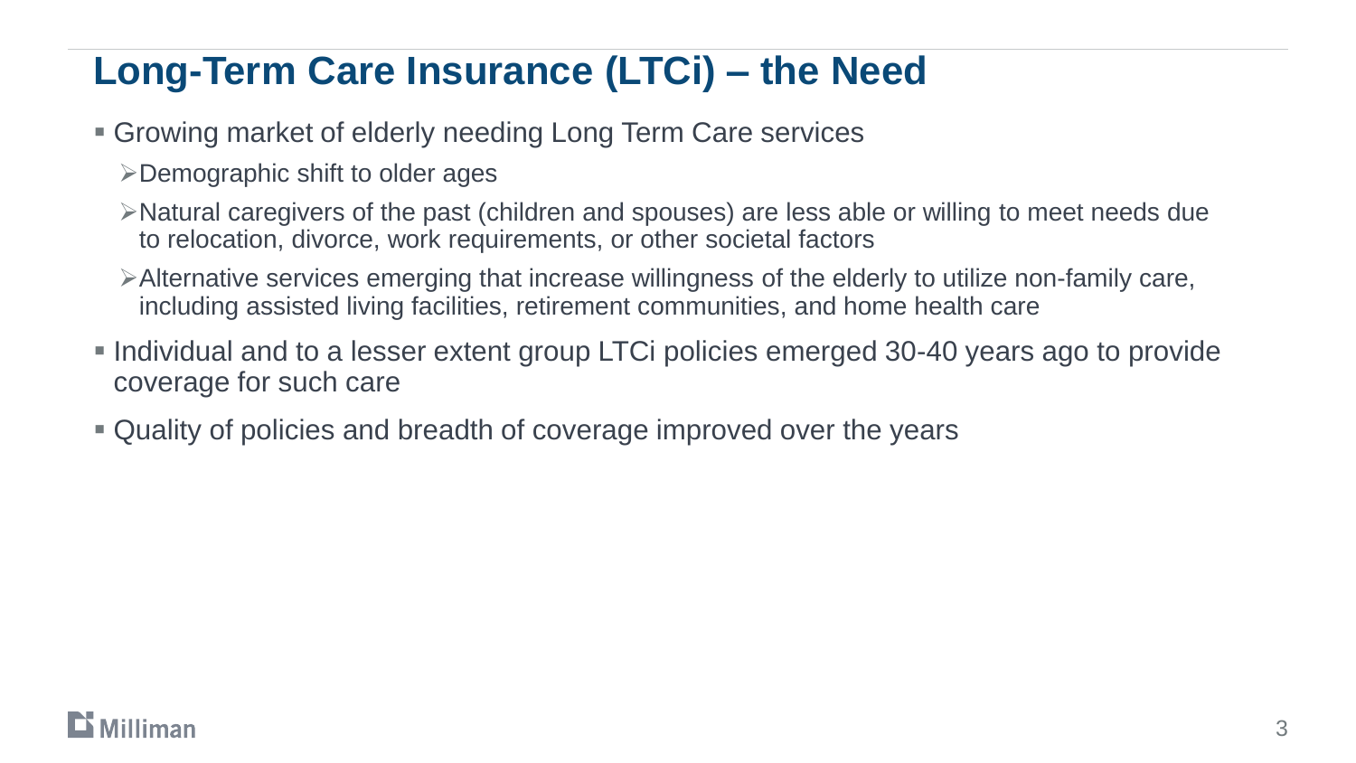# Long-Term Care Insurance (LTCi) – the Need

- Growing market of elderly needing Long Term Care services
  - Demographic shift to older ages
  - Natural caregivers of the past (children and spouses) are less able or willing to meet needs due to relocation, divorce, work requirements, or other societal factors
  - Alternative services emerging that increase willingness of the elderly to utilize non-family care, including assisted living facilities, retirement communities, and home health care
- Individual and to a lesser extent group LTCi policies emerged 30-40 years ago to provide coverage for such care
- Quality of policies and breadth of coverage improved over the years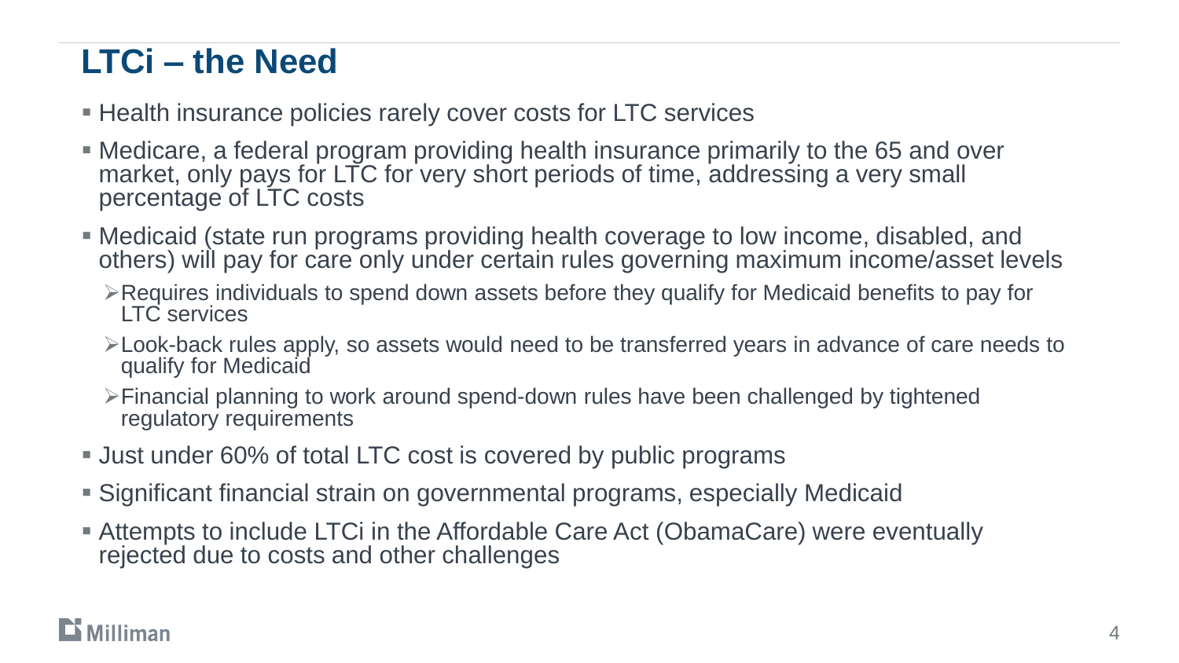## LTCi – the Need

- Health insurance policies rarely cover costs for LTC services
- Medicare, a federal program providing health insurance primarily to the 65 and over market, only pays for LTC for very short periods of time, addressing a very small percentage of LTC costs
- Medicaid (state run programs providing health coverage to low income, disabled, and others) will pay for care only under certain rules governing maximum income/asset levels
  - Requires individuals to spend down assets before they qualify for Medicaid benefits to pay for LTC services
  - Look-back rules apply, so assets would need to be transferred years in advance of care needs to qualify for Medicaid
  - Financial planning to work around spend-down rules have been challenged by tightened regulatory requirements
- Just under 60% of total LTC cost is covered by public programs
- Significant financial strain on governmental programs, especially Medicaid
- Attempts to include LTCi in the Affordable Care Act (ObamaCare) were eventually rejected due to costs and other challenges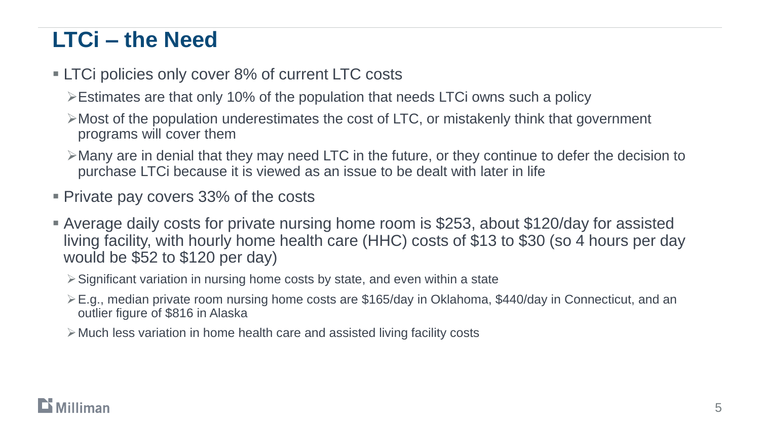## LTCi – the Need

- LTCi policies only cover 8% of current LTC costs
  - Estimates are that only 10% of the population that needs LTCi owns such a policy
  - Most of the population underestimates the cost of LTC, or mistakenly think that government programs will cover them
  - Many are in denial that they may need LTC in the future, or they continue to defer the decision to purchase LTCi because it is viewed as an issue to be dealt with later in life
- Private pay covers 33% of the costs
- Average daily costs for private nursing home room is $253, about $120/day for assisted living facility, with hourly home health care (HHC) costs of $13 to $30 (so 4 hours per day would be $52 to $120 per day)
  - Significant variation in nursing home costs by state, and even within a state
  - E.g., median private room nursing home costs are $165/day in Oklahoma, $440/day in Connecticut, and an outlier figure of $816 in Alaska
  - Much less variation in home health care and assisted living facility costs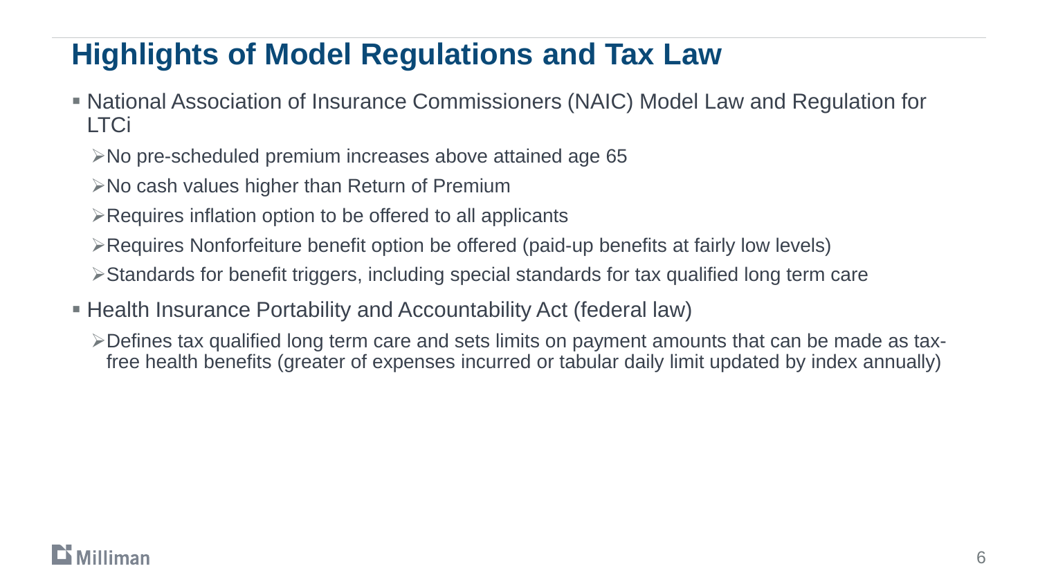# Highlights of Model Regulations and Tax Law

- National Association of Insurance Commissioners (NAIC) Model Law and Regulation for LTCi
  - No pre-scheduled premium increases above attained age 65
  - No cash values higher than Return of Premium
  - Requires inflation option to be offered to all applicants
  - Requires Nonforfeiture benefit option be offered (paid-up benefits at fairly low levels)
  - Standards for benefit triggers, including special standards for tax qualified long term care
- Health Insurance Portability and Accountability Act (federal law)
  - Defines tax qualified long term care and sets limits on payment amounts that can be made as tax-free health benefits (greater of expenses incurred or tabular daily limit updated by index annually)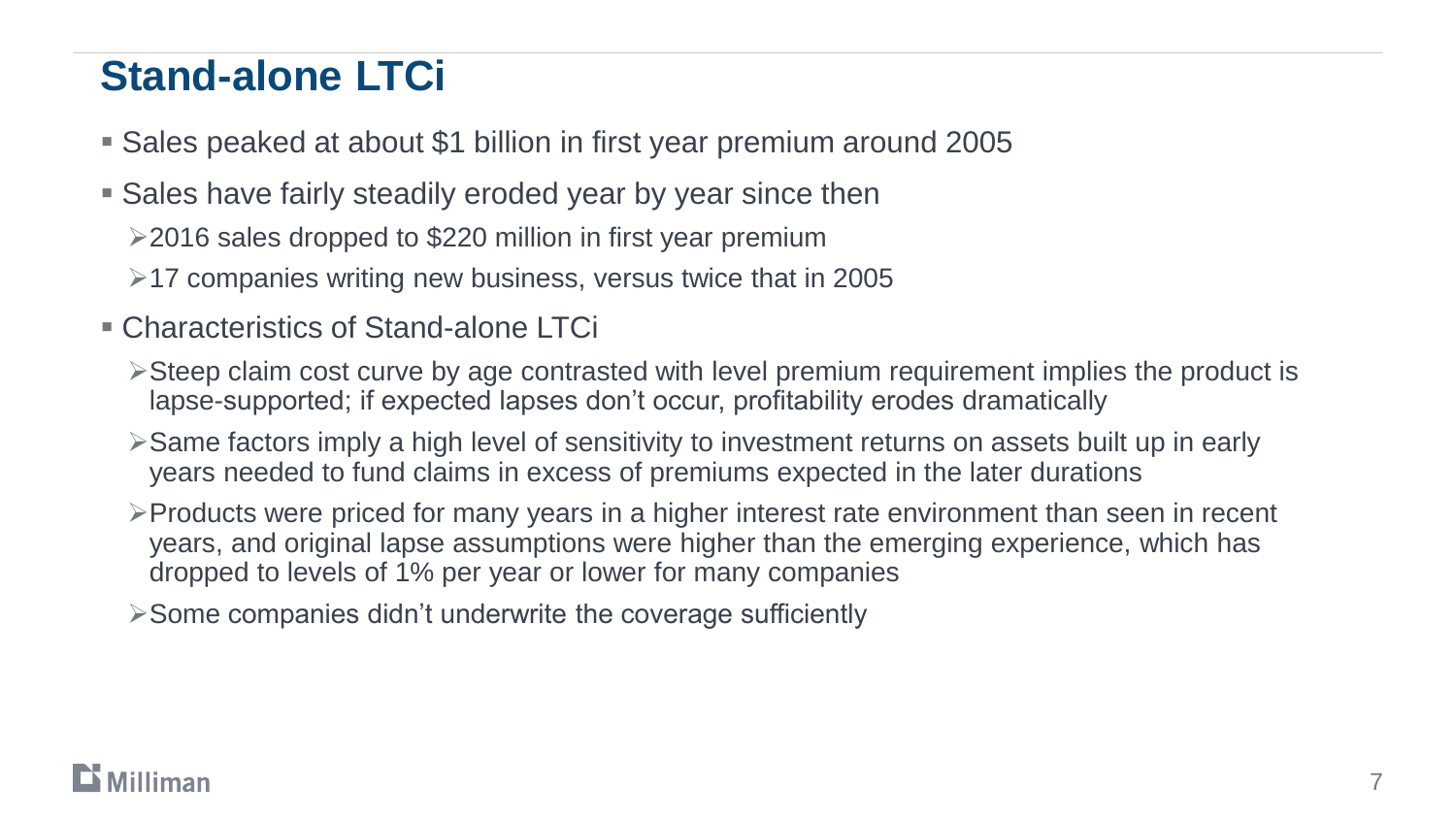# Stand-alone LTCi

- Sales peaked at about $1 billion in first year premium around 2005
- Sales have fairly steadily eroded year by year since then
  - 2016 sales dropped to $220 million in first year premium
  - 17 companies writing new business, versus twice that in 2005
- Characteristics of Stand-alone LTCi
  - Steep claim cost curve by age contrasted with level premium requirement implies the product is lapse-supported; if expected lapses don't occur, profitability erodes dramatically
  - Same factors imply a high level of sensitivity to investment returns on assets built up in early years needed to fund claims in excess of premiums expected in the later durations
  - Products were priced for many years in a higher interest rate environment than seen in recent years, and original lapse assumptions were higher than the emerging experience, which has dropped to levels of 1% per year or lower for many companies
  - Some companies didn't underwrite the coverage sufficiently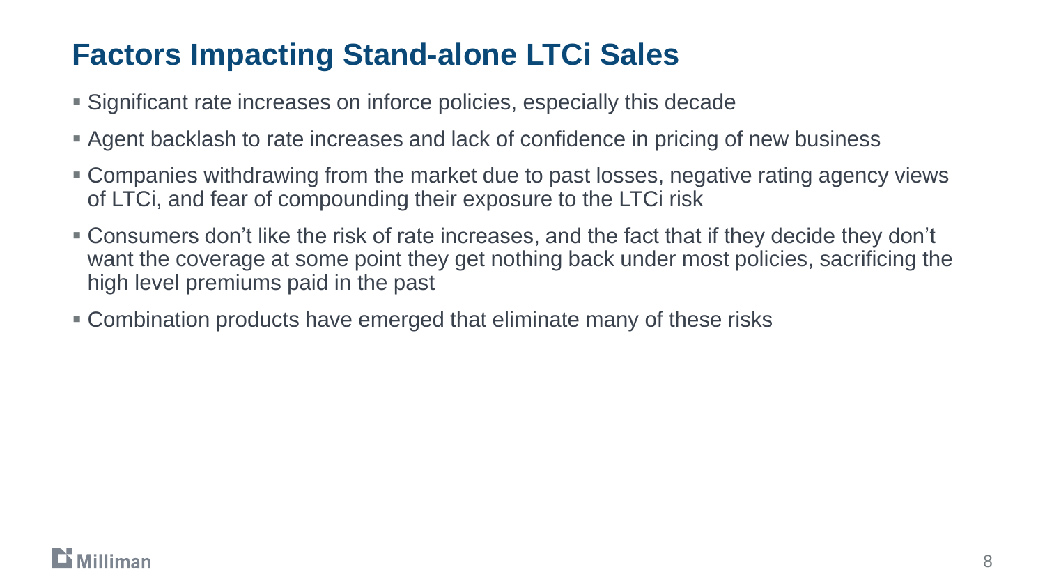# Factors Impacting Stand-alone LTCi Sales

- Significant rate increases on inforce policies, especially this decade
- Agent backlash to rate increases and lack of confidence in pricing of new business
- Companies withdrawing from the market due to past losses, negative rating agency views of LTCi, and fear of compounding their exposure to the LTCi risk
- Consumers don't like the risk of rate increases, and the fact that if they decide they don't want the coverage at some point they get nothing back under most policies, sacrificing the high level premiums paid in the past
- Combination products have emerged that eliminate many of these risks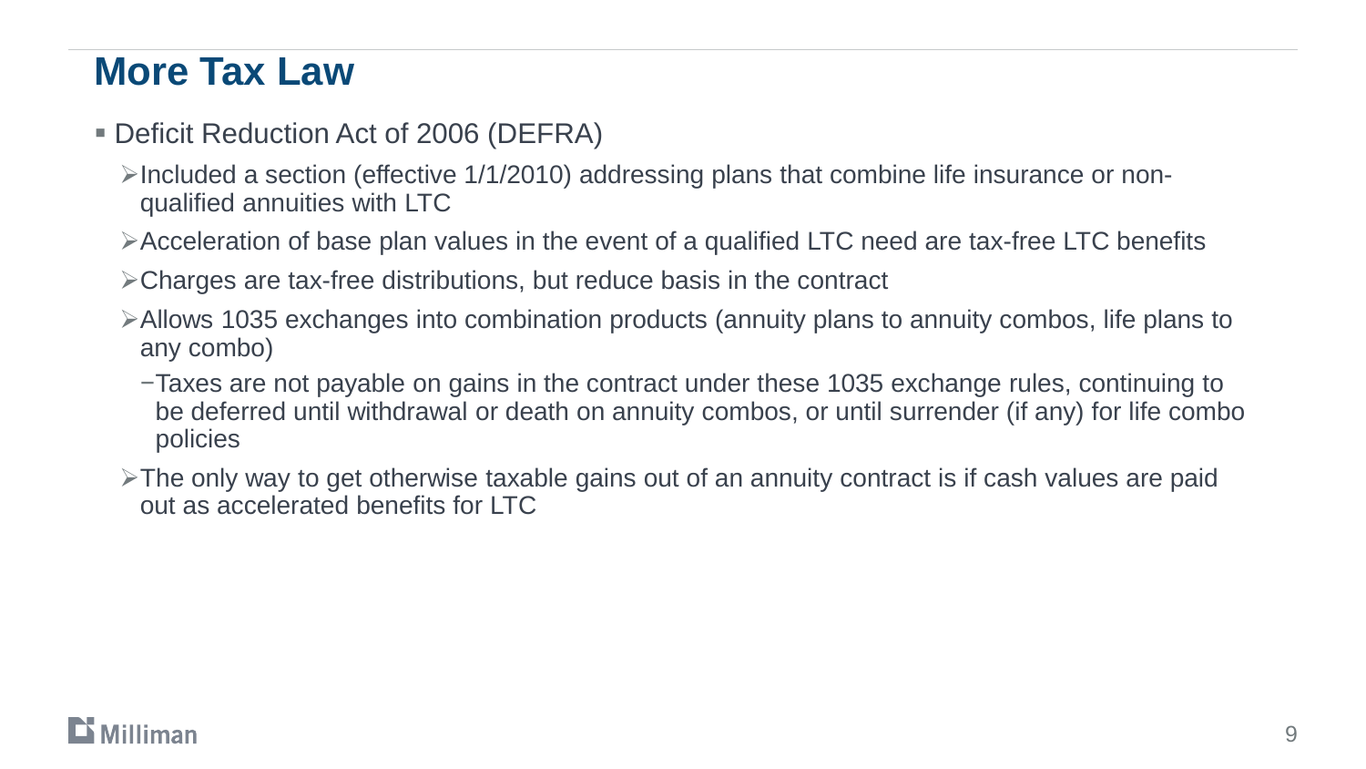## More Tax Law

- Deficit Reduction Act of 2006 (DEFRA)
  - Included a section (effective 1/1/2010) addressing plans that combine life insurance or non-qualified annuities with LTC
  - Acceleration of base plan values in the event of a qualified LTC need are tax-free LTC benefits
  - Charges are tax-free distributions, but reduce basis in the contract
  - Allows 1035 exchanges into combination products (annuity plans to annuity combos, life plans to any combo)
    - Taxes are not payable on gains in the contract under these 1035 exchange rules, continuing to be deferred until withdrawal or death on annuity combos, or until surrender (if any) for life combo policies
  - The only way to get otherwise taxable gains out of an annuity contract is if cash values are paid out as accelerated benefits for LTC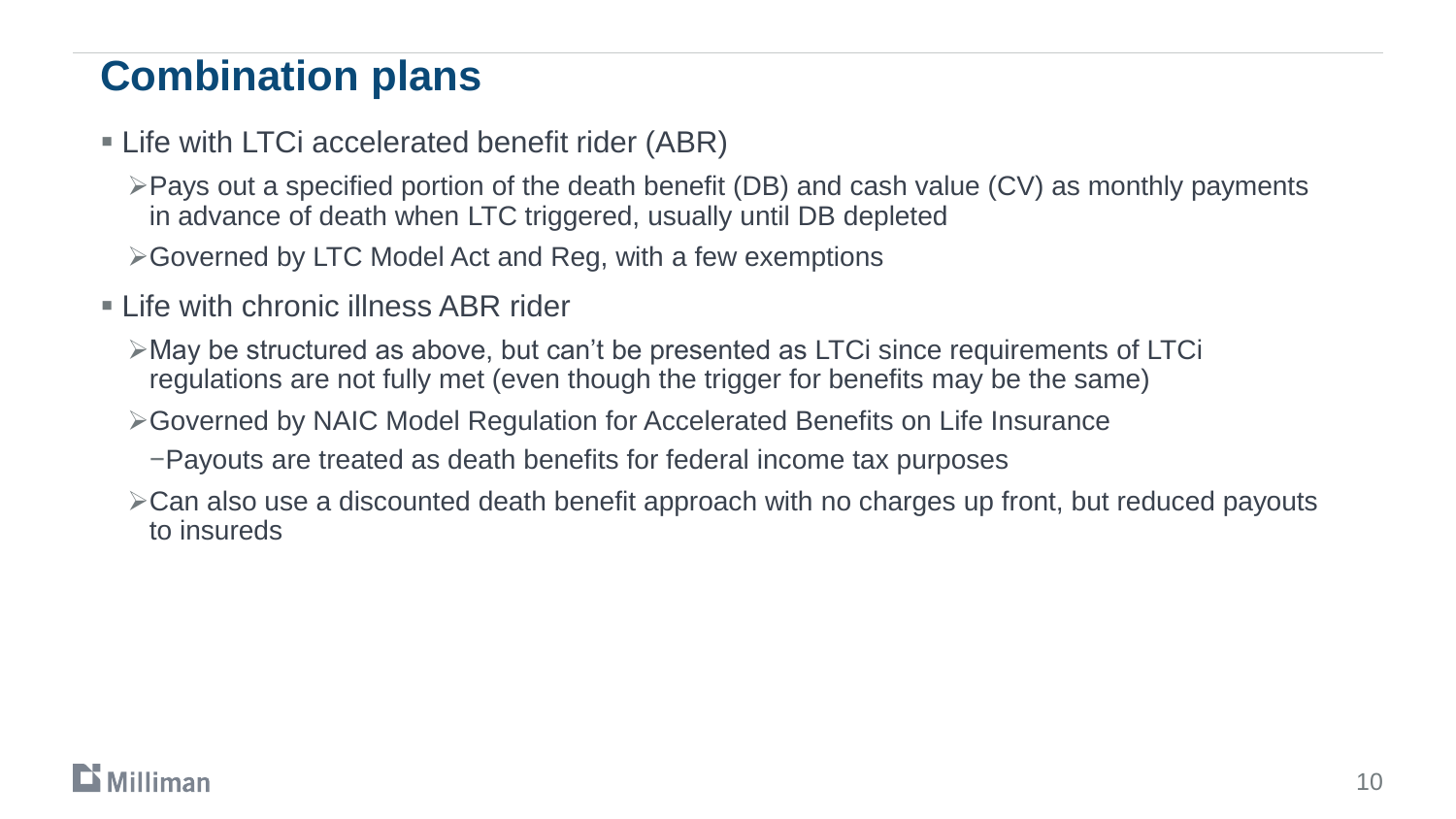# Combination plans

- Life with LTCi accelerated benefit rider (ABR)
  - Pays out a specified portion of the death benefit (DB) and cash value (CV) as monthly payments in advance of death when LTC triggered, usually until DB depleted
  - Governed by LTC Model Act and Reg, with a few exemptions
- Life with chronic illness ABR rider
  - May be structured as above, but can't be presented as LTCi since requirements of LTCi regulations are not fully met (even though the trigger for benefits may be the same)
  - Governed by NAIC Model Regulation for Accelerated Benefits on Life Insurance
    - Payouts are treated as death benefits for federal income tax purposes
  - Can also use a discounted death benefit approach with no charges up front, but reduced payouts to insureds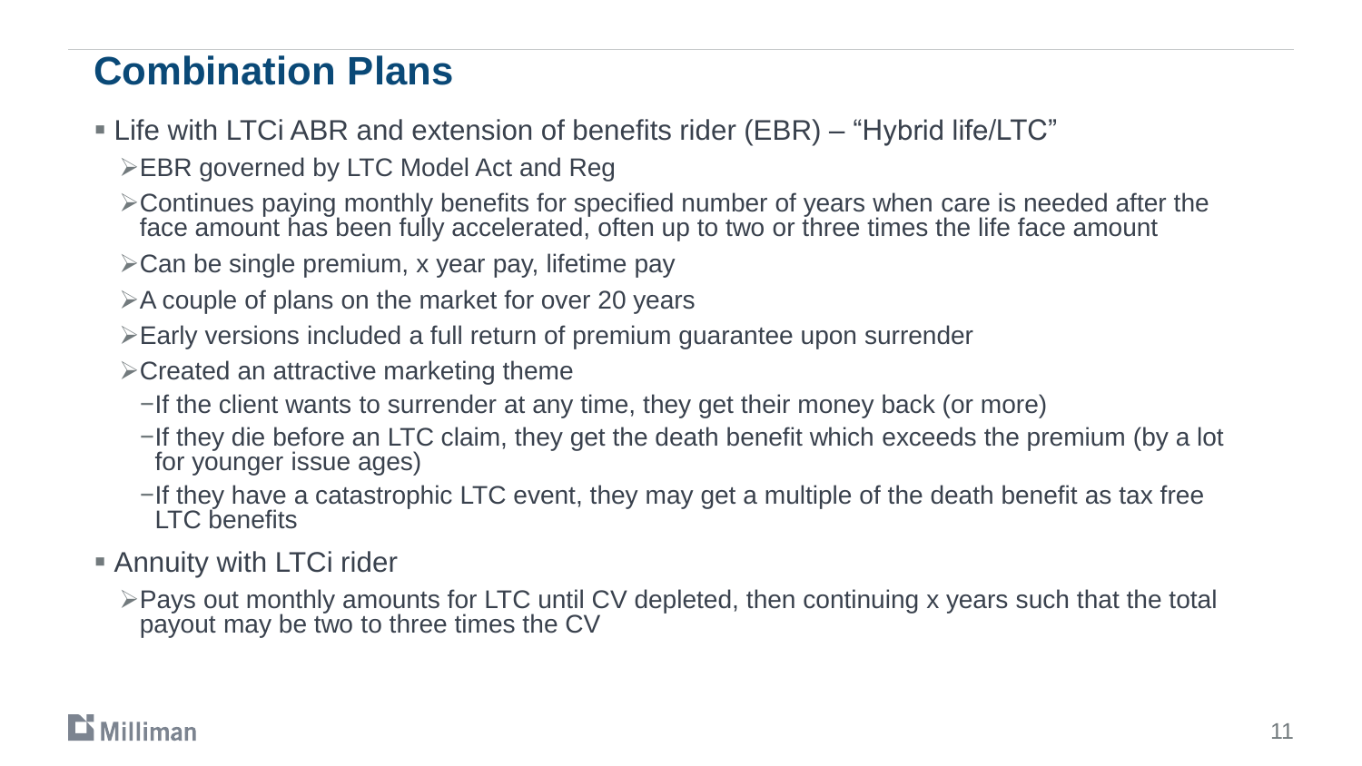# Combination Plans

- Life with LTCi ABR and extension of benefits rider (EBR) – "Hybrid life/LTC"
  - EBR governed by LTC Model Act and Reg
  - Continues paying monthly benefits for specified number of years when care is needed after the face amount has been fully accelerated, often up to two or three times the life face amount
  - Can be single premium, x year pay, lifetime pay
  - A couple of plans on the market for over 20 years
  - Early versions included a full return of premium guarantee upon surrender
  - Created an attractive marketing theme
    - If the client wants to surrender at any time, they get their money back (or more)
    - If they die before an LTC claim, they get the death benefit which exceeds the premium (by a lot for younger issue ages)
    - If they have a catastrophic LTC event, they may get a multiple of the death benefit as tax free LTC benefits
- Annuity with LTCi rider
  - Pays out monthly amounts for LTC until CV depleted, then continuing x years such that the total payout may be two to three times the CV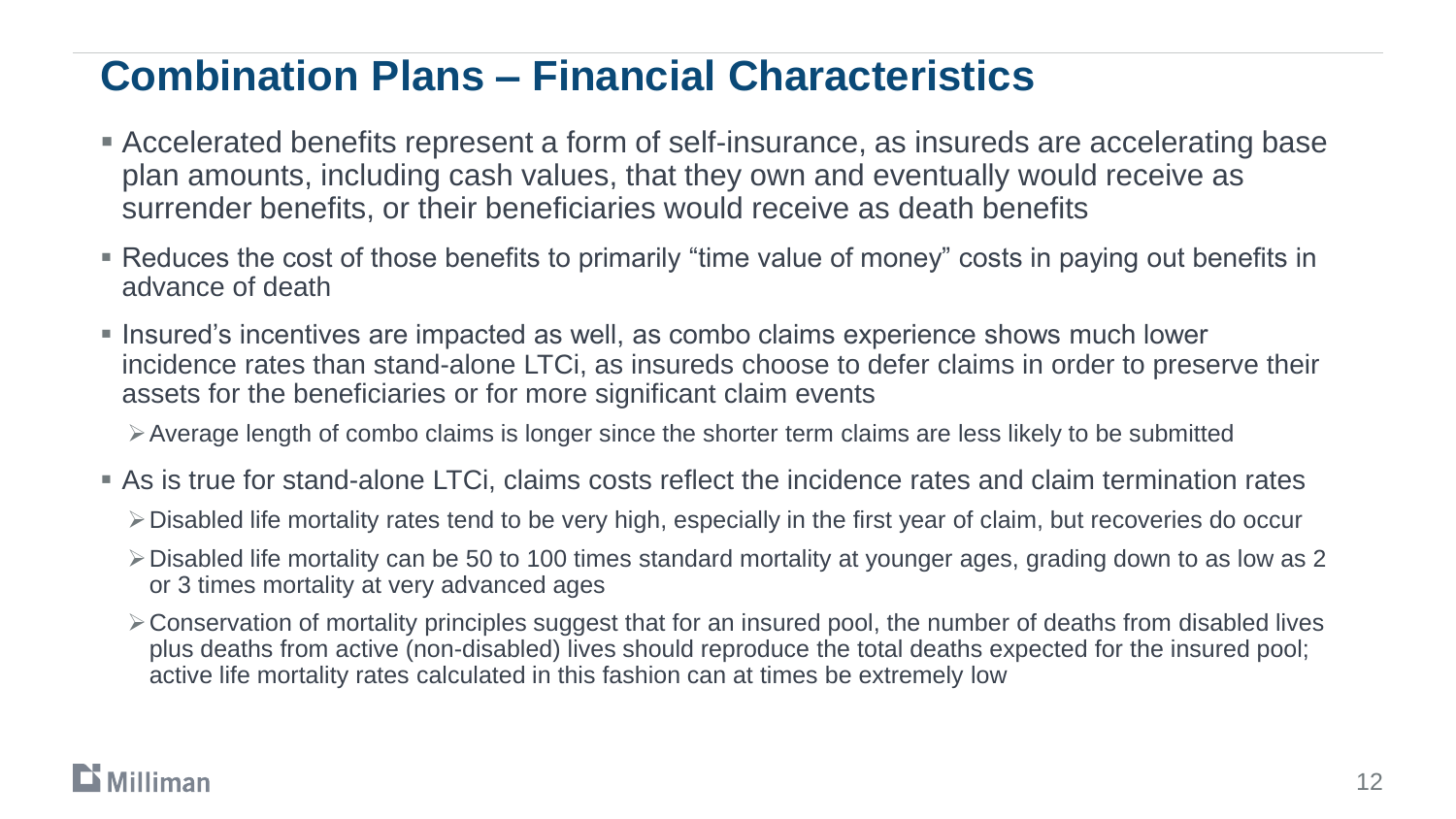# Combination Plans – Financial Characteristics

- Accelerated benefits represent a form of self-insurance, as insureds are accelerating base plan amounts, including cash values, that they own and eventually would receive as surrender benefits, or their beneficiaries would receive as death benefits
- Reduces the cost of those benefits to primarily "time value of money" costs in paying out benefits in advance of death
- Insured's incentives are impacted as well, as combo claims experience shows much lower incidence rates than stand-alone LTCi, as insureds choose to defer claims in order to preserve their assets for the beneficiaries or for more significant claim events
  - Average length of combo claims is longer since the shorter term claims are less likely to be submitted
- As is true for stand-alone LTCi, claims costs reflect the incidence rates and claim termination rates
  - Disabled life mortality rates tend to be very high, especially in the first year of claim, but recoveries do occur
  - Disabled life mortality can be 50 to 100 times standard mortality at younger ages, grading down to as low as 2 or 3 times mortality at very advanced ages
  - Conservation of mortality principles suggest that for an insured pool, the number of deaths from disabled lives plus deaths from active (non-disabled) lives should reproduce the total deaths expected for the insured pool; active life mortality rates calculated in this fashion can at times be extremely low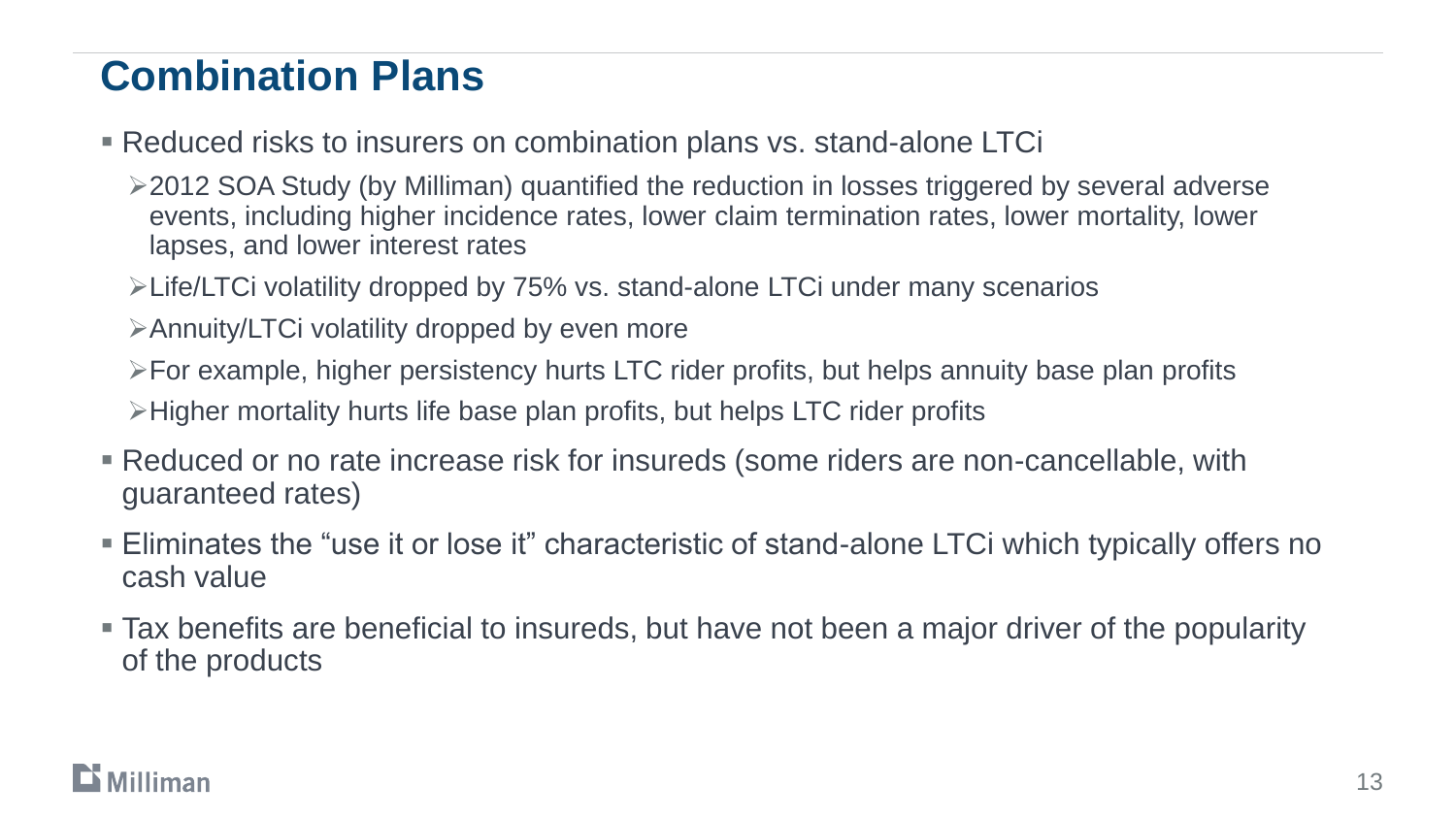# Combination Plans

- Reduced risks to insurers on combination plans vs. stand-alone LTCi
  - 2012 SOA Study (by Milliman) quantified the reduction in losses triggered by several adverse events, including higher incidence rates, lower claim termination rates, lower mortality, lower lapses, and lower interest rates
  - Life/LTCi volatility dropped by 75% vs. stand-alone LTCi under many scenarios
  - Annuity/LTCi volatility dropped by even more
  - For example, higher persistency hurts LTC rider profits, but helps annuity base plan profits
  - Higher mortality hurts life base plan profits, but helps LTC rider profits
- Reduced or no rate increase risk for insureds (some riders are non-cancellable, with guaranteed rates)
- Eliminates the “use it or lose it” characteristic of stand-alone LTCi which typically offers no cash value
- Tax benefits are beneficial to insureds, but have not been a major driver of the popularity of the products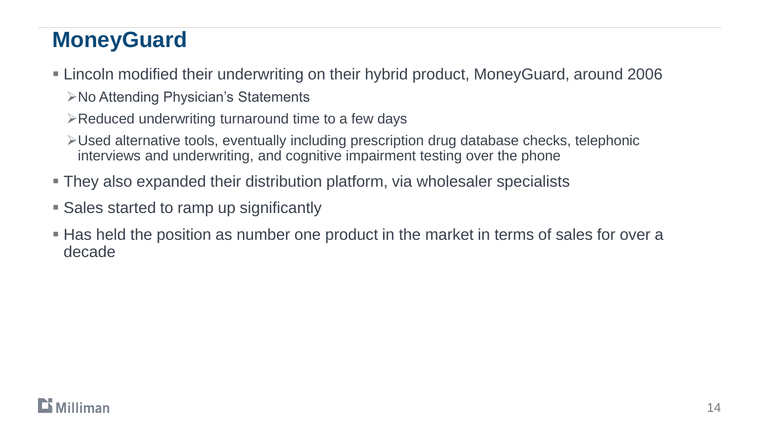# MoneyGuard

- Lincoln modified their underwriting on their hybrid product, MoneyGuard, around 2006
  - No Attending Physician's Statements
  - Reduced underwriting turnaround time to a few days
  - Used alternative tools, eventually including prescription drug database checks, telephonic interviews and underwriting, and cognitive impairment testing over the phone
- They also expanded their distribution platform, via wholesaler specialists
- Sales started to ramp up significantly
- Has held the position as number one product in the market in terms of sales for over a decade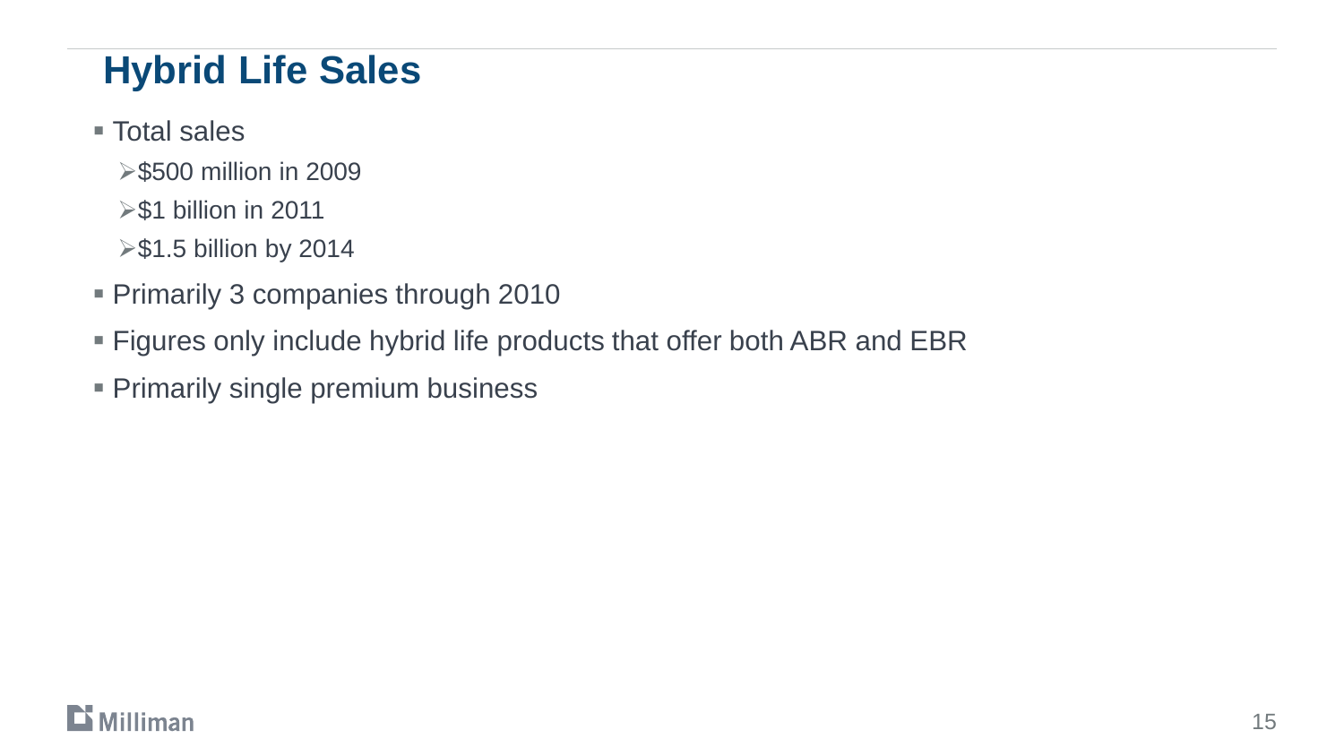# Hybrid Life Sales

- Total sales
  - $500 million in 2009
  - $1 billion in 2011
  - $1.5 billion by 2014
- Primarily 3 companies through 2010
- Figures only include hybrid life products that offer both ABR and EBR
- Primarily single premium business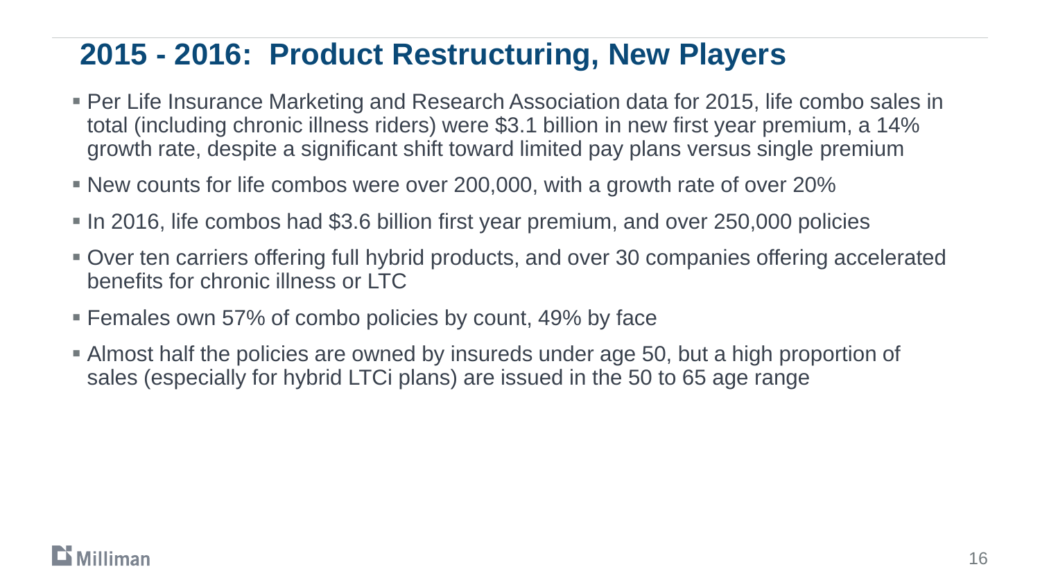# 2015 - 2016: Product Restructuring, New Players

- Per Life Insurance Marketing and Research Association data for 2015, life combo sales in total (including chronic illness riders) were $3.1 billion in new first year premium, a 14% growth rate, despite a significant shift toward limited pay plans versus single premium
- New counts for life combos were over 200,000, with a growth rate of over 20%
- In 2016, life combos had $3.6 billion first year premium, and over 250,000 policies
- Over ten carriers offering full hybrid products, and over 30 companies offering accelerated benefits for chronic illness or LTC
- Females own 57% of combo policies by count, 49% by face
- Almost half the policies are owned by insureds under age 50, but a high proportion of sales (especially for hybrid LTCi plans) are issued in the 50 to 65 age range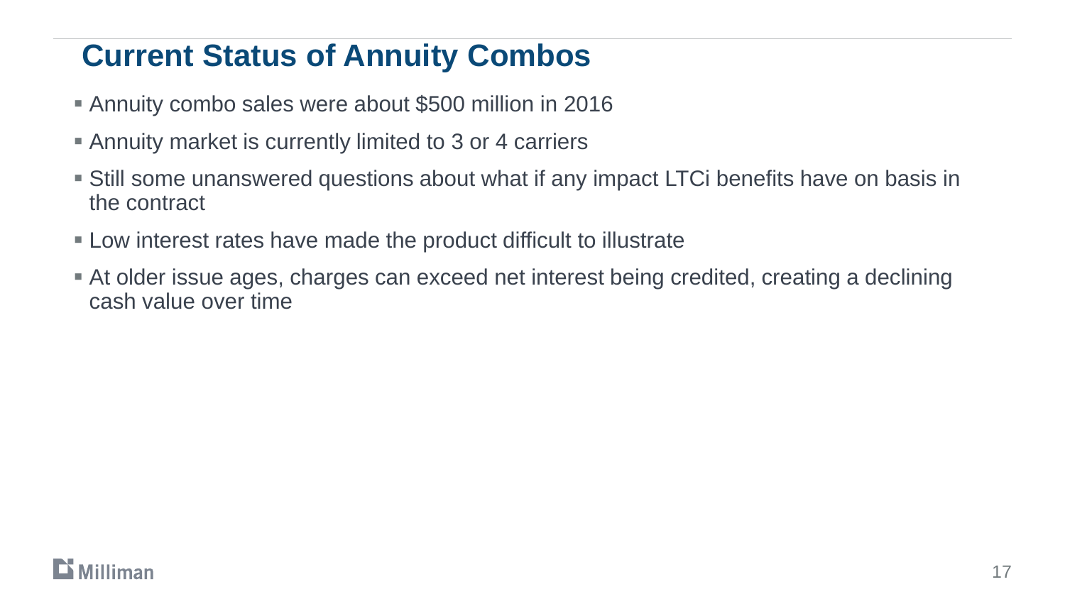# Current Status of Annuity Combos

- Annuity combo sales were about $500 million in 2016
- Annuity market is currently limited to 3 or 4 carriers
- Still some unanswered questions about what if any impact LTCi benefits have on basis in the contract
- Low interest rates have made the product difficult to illustrate
- At older issue ages, charges can exceed net interest being credited, creating a declining cash value over time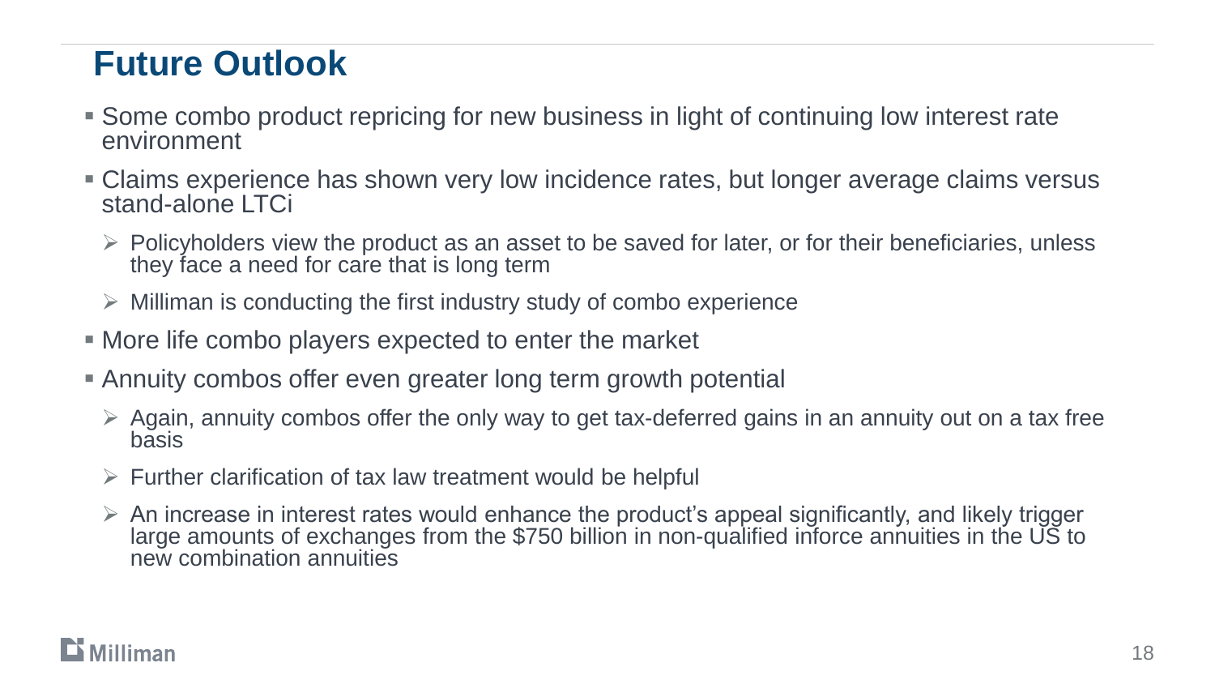# Future Outlook

- Some combo product repricing for new business in light of continuing low interest rate environment
- Claims experience has shown very low incidence rates, but longer average claims versus stand-alone LTCi
  - Policyholders view the product as an asset to be saved for later, or for their beneficiaries, unless they face a need for care that is long term
  - Milliman is conducting the first industry study of combo experience
- More life combo players expected to enter the market
- Annuity combos offer even greater long term growth potential
  - Again, annuity combos offer the only way to get tax-deferred gains in an annuity out on a tax free basis
  - Further clarification of tax law treatment would be helpful
  - An increase in interest rates would enhance the product's appeal significantly, and likely trigger large amounts of exchanges from the $750 billion in non-qualified inforce annuities in the US to new combination annuities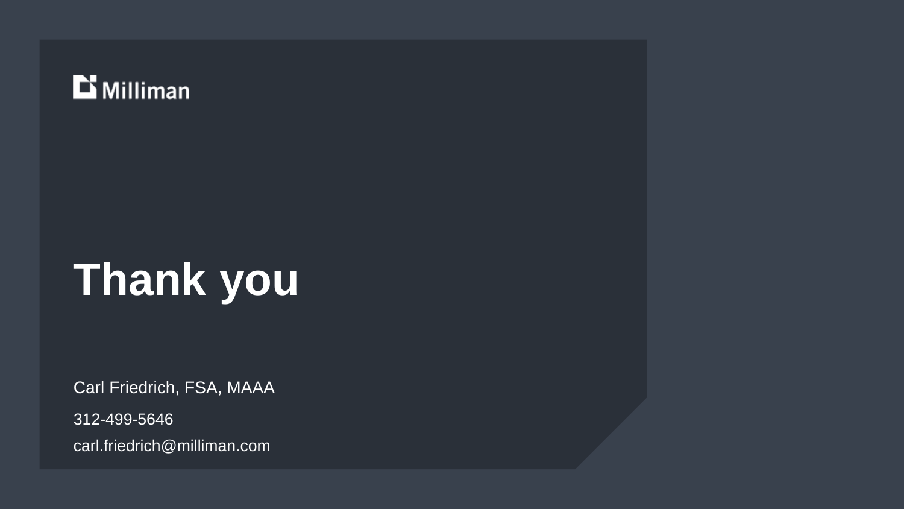Milliman

# Thank you

Carl Friedrich, FSA, MAAA

312-499-5646

carl.friedrich@milliman.com